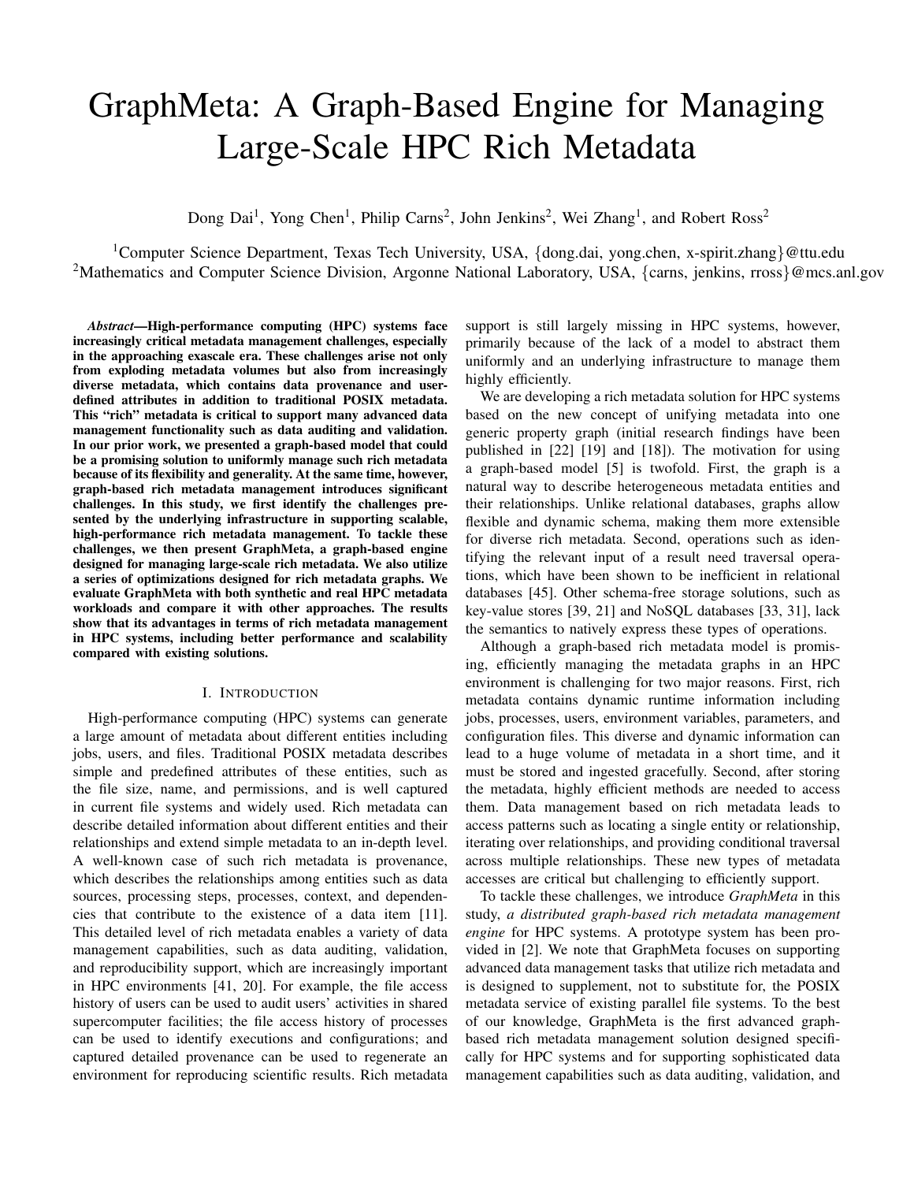# GraphMeta: A Graph-Based Engine for Managing Large-Scale HPC Rich Metadata

Dong Dai[1], Yong Chen[1], Philip Carns[2], John Jenkins[2], Wei Zhang[1], and Robert Ross[2]

[1]Computer Science Department, Texas Tech University, USA, {dong.dai, yong.chen, x-spirit.zhang}@ttu.edu
[2]Mathematics and Computer Science Division, Argonne National Laboratory, USA, {carns, jenkins, rross}@mcs.anl.gov

***Abstract*—High-performance computing (HPC) systems face increasingly critical metadata management challenges, especially in the approaching exascale era. These challenges arise not only from exploding metadata volumes but also from increasingly diverse metadata, which contains data provenance and user-defined attributes in addition to traditional POSIX metadata. This "rich" metadata is critical to support many advanced data management functionality such as data auditing and validation. In our prior work, we presented a graph-based model that could be a promising solution to uniformly manage such rich metadata because of its flexibility and generality. At the same time, however, graph-based rich metadata management introduces significant challenges. In this study, we first identify the challenges presented by the underlying infrastructure in supporting scalable, high-performance rich metadata management. To tackle these challenges, we then present GraphMeta, a graph-based engine designed for managing large-scale rich metadata. We also utilize a series of optimizations designed for rich metadata graphs. We evaluate GraphMeta with both synthetic and real HPC metadata workloads and compare it with other approaches. The results show that its advantages in terms of rich metadata management in HPC systems, including better performance and scalability compared with existing solutions.**

## I. Introduction

High-performance computing (HPC) systems can generate a large amount of metadata about different entities including jobs, users, and files. Traditional POSIX metadata describes simple and predefined attributes of these entities, such as the file size, name, and permissions, and is well captured in current file systems and widely used. Rich metadata can describe detailed information about different entities and their relationships and extend simple metadata to an in-depth level. A well-known case of such rich metadata is provenance, which describes the relationships among entities such as data sources, processing steps, processes, context, and dependencies that contribute to the existence of a data item [11]. This detailed level of rich metadata enables a variety of data management capabilities, such as data auditing, validation, and reproducibility support, which are increasingly important in HPC environments [41, 20]. For example, the file access history of users can be used to audit users' activities in shared supercomputer facilities; the file access history of processes can be used to identify executions and configurations; and captured detailed provenance can be used to regenerate an environment for reproducing scientific results. Rich metadata support is still largely missing in HPC systems, however, primarily because of the lack of a model to abstract them uniformly and an underlying infrastructure to manage them highly efficiently.

We are developing a rich metadata solution for HPC systems based on the new concept of unifying metadata into one generic property graph (initial research findings have been published in [22] [19] and [18]). The motivation for using a graph-based model [5] is twofold. First, the graph is a natural way to describe heterogeneous metadata entities and their relationships. Unlike relational databases, graphs allow flexible and dynamic schema, making them more extensible for diverse rich metadata. Second, operations such as identifying the relevant input of a result need traversal operations, which have been shown to be inefficient in relational databases [45]. Other schema-free storage solutions, such as key-value stores [39, 21] and NoSQL databases [33, 31], lack the semantics to natively express these types of operations.

Although a graph-based rich metadata model is promising, efficiently managing the metadata graphs in an HPC environment is challenging for two major reasons. First, rich metadata contains dynamic runtime information including jobs, processes, users, environment variables, parameters, and configuration files. This diverse and dynamic information can lead to a huge volume of metadata in a short time, and it must be stored and ingested gracefully. Second, after storing the metadata, highly efficient methods are needed to access them. Data management based on rich metadata leads to access patterns such as locating a single entity or relationship, iterating over relationships, and providing conditional traversal across multiple relationships. These new types of metadata accesses are critical but challenging to efficiently support.

To tackle these challenges, we introduce *GraphMeta* in this study, *a distributed graph-based rich metadata management engine* for HPC systems. A prototype system has been provided in [2]. We note that GraphMeta focuses on supporting advanced data management tasks that utilize rich metadata and is designed to supplement, not to substitute for, the POSIX metadata service of existing parallel file systems. To the best of our knowledge, GraphMeta is the first advanced graph-based rich metadata management solution designed specifically for HPC systems and for supporting sophisticated data management capabilities such as data auditing, validation, and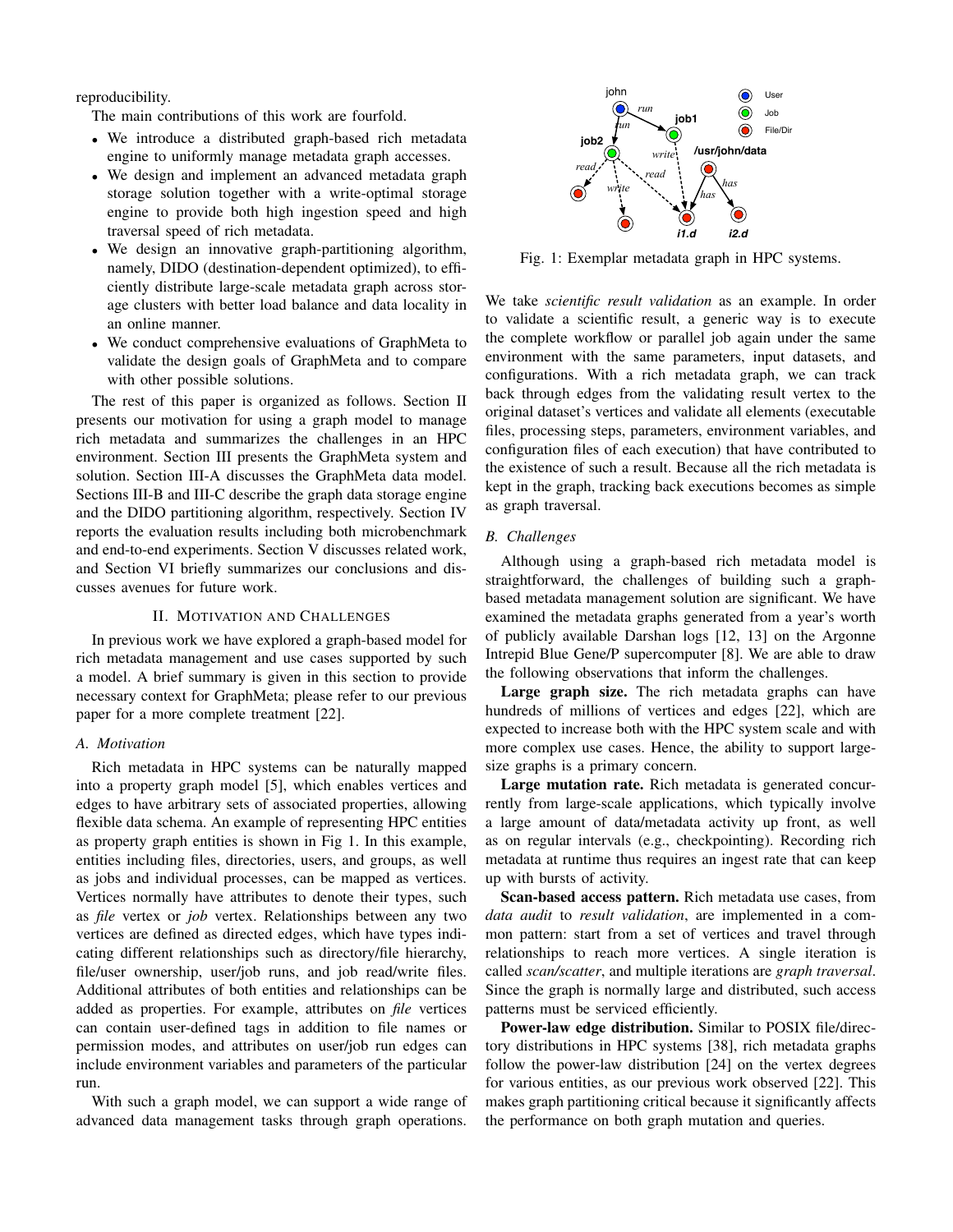reproducibility.

The main contributions of this work are fourfold.

- We introduce a distributed graph-based rich metadata engine to uniformly manage metadata graph accesses.
- We design and implement an advanced metadata graph storage solution together with a write-optimal storage engine to provide both high ingestion speed and high traversal speed of rich metadata.
- We design an innovative graph-partitioning algorithm, namely, DIDO (destination-dependent optimized), to efficiently distribute large-scale metadata graph across storage clusters with better load balance and data locality in an online manner.
- We conduct comprehensive evaluations of GraphMeta to validate the design goals of GraphMeta and to compare with other possible solutions.

The rest of this paper is organized as follows. Section II presents our motivation for using a graph model to manage rich metadata and summarizes the challenges in an HPC environment. Section III presents the GraphMeta system and solution. Section III-A discusses the GraphMeta data model. Sections III-B and III-C describe the graph data storage engine and the DIDO partitioning algorithm, respectively. Section IV reports the evaluation results including both microbenchmark and end-to-end experiments. Section V discusses related work, and Section VI briefly summarizes our conclusions and discusses avenues for future work.

## II. Motivation and Challenges

In previous work we have explored a graph-based model for rich metadata management and use cases supported by such a model. A brief summary is given in this section to provide necessary context for GraphMeta; please refer to our previous paper for a more complete treatment [22].

### A. Motivation

Rich metadata in HPC systems can be naturally mapped into a property graph model [5], which enables vertices and edges to have arbitrary sets of associated properties, allowing flexible data schema. An example of representing HPC entities as property graph entities is shown in Fig 1. In this example, entities including files, directories, users, and groups, as well as jobs and individual processes, can be mapped as vertices. Vertices normally have attributes to denote their types, such as *file* vertex or *job* vertex. Relationships between any two vertices are defined as directed edges, which have types indicating different relationships such as directory/file hierarchy, file/user ownership, user/job runs, and job read/write files. Additional attributes of both entities and relationships can be added as properties. For example, attributes on *file* vertices can contain user-defined tags in addition to file names or permission modes, and attributes on user/job run edges can include environment variables and parameters of the particular run.

With such a graph model, we can support a wide range of advanced data management tasks through graph operations.

Fig. 1: Exemplar metadata graph in HPC systems.

We take *scientific result validation* as an example. In order to validate a scientific result, a generic way is to execute the complete workflow or parallel job again under the same environment with the same parameters, input datasets, and configurations. With a rich metadata graph, we can track back through edges from the validating result vertex to the original dataset's vertices and validate all elements (executable files, processing steps, parameters, environment variables, and configuration files of each execution) that have contributed to the existence of such a result. Because all the rich metadata is kept in the graph, tracking back executions becomes as simple as graph traversal.

### B. Challenges

Although using a graph-based rich metadata model is straightforward, the challenges of building such a graph-based metadata management solution are significant. We have examined the metadata graphs generated from a year's worth of publicly available Darshan logs [12, 13] on the Argonne Intrepid Blue Gene/P supercomputer [8]. We are able to draw the following observations that inform the challenges.

**Large graph size.** The rich metadata graphs can have hundreds of millions of vertices and edges [22], which are expected to increase both with the HPC system scale and with more complex use cases. Hence, the ability to support large-size graphs is a primary concern.

**Large mutation rate.** Rich metadata is generated concurrently from large-scale applications, which typically involve a large amount of data/metadata activity up front, as well as on regular intervals (e.g., checkpointing). Recording rich metadata at runtime thus requires an ingest rate that can keep up with bursts of activity.

**Scan-based access pattern.** Rich metadata use cases, from *data audit* to *result validation*, are implemented in a common pattern: start from a set of vertices and travel through relationships to reach more vertices. A single iteration is called *scan/scatter*, and multiple iterations are *graph traversal*. Since the graph is normally large and distributed, such access patterns must be serviced efficiently.

**Power-law edge distribution.** Similar to POSIX file/directory distributions in HPC systems [38], rich metadata graphs follow the power-law distribution [24] on the vertex degrees for various entities, as our previous work observed [22]. This makes graph partitioning critical because it significantly affects the performance on both graph mutation and queries.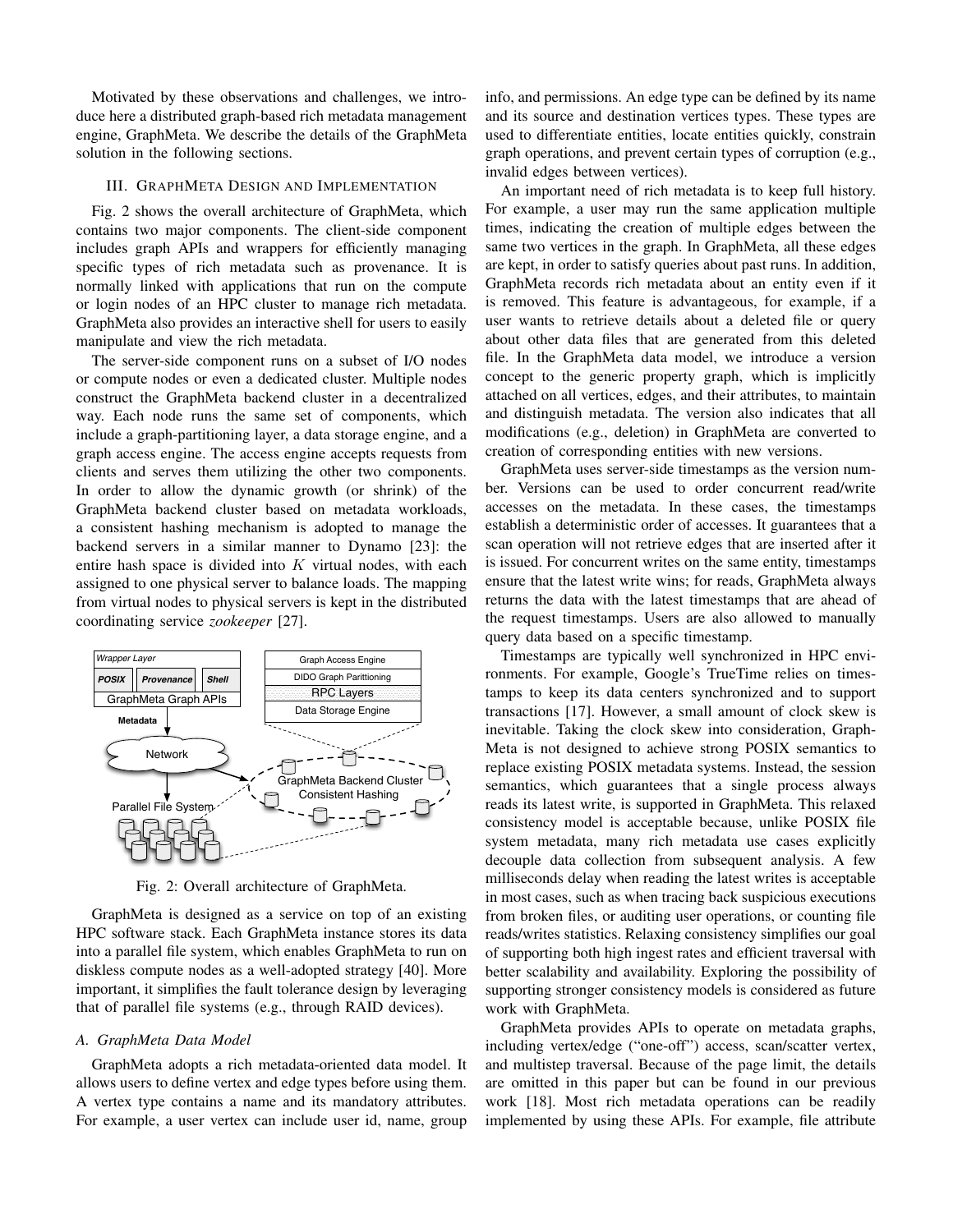Motivated by these observations and challenges, we introduce here a distributed graph-based rich metadata management engine, GraphMeta. We describe the details of the GraphMeta solution in the following sections.

## III. GraphMeta Design and Implementation

Fig. 2 shows the overall architecture of GraphMeta, which contains two major components. The client-side component includes graph APIs and wrappers for efficiently managing specific types of rich metadata such as provenance. It is normally linked with applications that run on the compute or login nodes of an HPC cluster to manage rich metadata. GraphMeta also provides an interactive shell for users to easily manipulate and view the rich metadata.

The server-side component runs on a subset of I/O nodes or compute nodes or even a dedicated cluster. Multiple nodes construct the GraphMeta backend cluster in a decentralized way. Each node runs the same set of components, which include a graph-partitioning layer, a data storage engine, and a graph access engine. The access engine accepts requests from clients and serves them utilizing the other two components. In order to allow the dynamic growth (or shrink) of the GraphMeta backend cluster based on metadata workloads, a consistent hashing mechanism is adopted to manage the backend servers in a similar manner to Dynamo [23]: the entire hash space is divided into $K$ virtual nodes, with each assigned to one physical server to balance loads. The mapping from virtual nodes to physical servers is kept in the distributed coordinating service *zookeeper* [27].

Fig. 2: Overall architecture of GraphMeta.

GraphMeta is designed as a service on top of an existing HPC software stack. Each GraphMeta instance stores its data into a parallel file system, which enables GraphMeta to run on diskless compute nodes as a well-adopted strategy [40]. More important, it simplifies the fault tolerance design by leveraging that of parallel file systems (e.g., through RAID devices).

### A. GraphMeta Data Model

GraphMeta adopts a rich metadata-oriented data model. It allows users to define vertex and edge types before using them. A vertex type contains a name and its mandatory attributes. For example, a user vertex can include user id, name, group info, and permissions. An edge type can be defined by its name and its source and destination vertices types. These types are used to differentiate entities, locate entities quickly, constrain graph operations, and prevent certain types of corruption (e.g., invalid edges between vertices).

An important need of rich metadata is to keep full history. For example, a user may run the same application multiple times, indicating the creation of multiple edges between the same two vertices in the graph. In GraphMeta, all these edges are kept, in order to satisfy queries about past runs. In addition, GraphMeta records rich metadata about an entity even if it is removed. This feature is advantageous, for example, if a user wants to retrieve details about a deleted file or query about other data files that are generated from this deleted file. In the GraphMeta data model, we introduce a version concept to the generic property graph, which is implicitly attached on all vertices, edges, and their attributes, to maintain and distinguish metadata. The version also indicates that all modifications (e.g., deletion) in GraphMeta are converted to creation of corresponding entities with new versions.

GraphMeta uses server-side timestamps as the version number. Versions can be used to order concurrent read/write accesses on the metadata. In these cases, the timestamps establish a deterministic order of accesses. It guarantees that a scan operation will not retrieve edges that are inserted after it is issued. For concurrent writes on the same entity, timestamps ensure that the latest write wins; for reads, GraphMeta always returns the data with the latest timestamps that are ahead of the request timestamps. Users are also allowed to manually query data based on a specific timestamp.

Timestamps are typically well synchronized in HPC environments. For example, Google's TrueTime relies on timestamps to keep its data centers synchronized and to support transactions [17]. However, a small amount of clock skew is inevitable. Taking the clock skew into consideration, GraphMeta is not designed to achieve strong POSIX semantics to replace existing POSIX metadata systems. Instead, the session semantics, which guarantees that a single process always reads its latest write, is supported in GraphMeta. This relaxed consistency model is acceptable because, unlike POSIX file system metadata, many rich metadata use cases explicitly decouple data collection from subsequent analysis. A few milliseconds delay when reading the latest writes is acceptable in most cases, such as when tracing back suspicious executions from broken files, or auditing user operations, or counting file reads/writes statistics. Relaxing consistency simplifies our goal of supporting both high ingest rates and efficient traversal with better scalability and availability. Exploring the possibility of supporting stronger consistency models is considered as future work with GraphMeta.

GraphMeta provides APIs to operate on metadata graphs, including vertex/edge ("one-off") access, scan/scatter vertex, and multistep traversal. Because of the page limit, the details are omitted in this paper but can be found in our previous work [18]. Most rich metadata operations can be readily implemented by using these APIs. For example, file attribute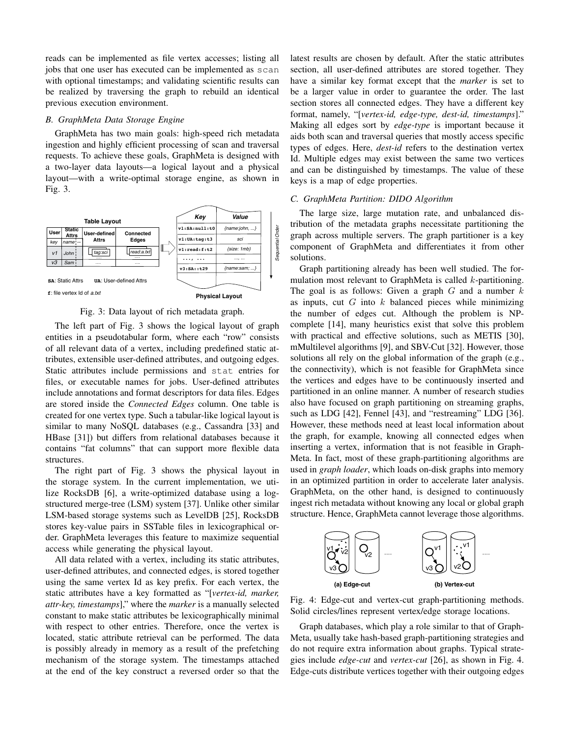reads can be implemented as file vertex accesses; listing all jobs that one user has executed can be implemented as `scan` with optional timestamps; and validating scientific results can be realized by traversing the graph to rebuild an identical previous execution environment.

### B. GraphMeta Data Storage Engine

GraphMeta has two main goals: high-speed rich metadata ingestion and highly efficient processing of scan and traversal requests. To achieve these goals, GraphMeta is designed with a two-layer data layouts—a logical layout and a physical layout—with a write-optimal storage engine, as shown in Fig. 3.

Fig. 3: Data layout of rich metadata graph.

The left part of Fig. 3 shows the logical layout of graph entities in a pseudotabular form, where each "row" consists of all relevant data of a vertex, including predefined static attributes, extensible user-defined attributes, and outgoing edges. Static attributes include permissions and `stat` entries for files, or executable names for jobs. User-defined attributes include annotations and format descriptors for data files. Edges are stored inside the *Connected Edges* column. One table is created for one vertex type. Such a tabular-like logical layout is similar to many NoSQL databases (e.g., Cassandra [33] and HBase [31]) but differs from relational databases because it contains "fat columns" that can support more flexible data structures.

The right part of Fig. 3 shows the physical layout in the storage system. In the current implementation, we utilize RocksDB [6], a write-optimized database using a log-structured merge-tree (LSM) system [37]. Unlike other similar LSM-based storage systems such as LevelDB [25], RocksDB stores key-value pairs in SSTable files in lexicographical order. GraphMeta leverages this feature to maximize sequential access while generating the physical layout.

All data related with a vertex, including its static attributes, user-defined attributes, and connected edges, is stored together using the same vertex Id as key prefix. For each vertex, the static attributes have a key formatted as "[*vertex-id, marker, attr-key, timestamps*]," where the *marker* is a manually selected constant to make static attributes be lexicographically minimal with respect to other entries. Therefore, once the vertex is located, static attribute retrieval can be performed. The data is possibly already in memory as a result of the prefetching mechanism of the storage system. The timestamps attached at the end of the key construct a reversed order so that the latest results are chosen by default. After the static attributes section, all user-defined attributes are stored together. They have a similar key format except that the *marker* is set to be a larger value in order to guarantee the order. The last section stores all connected edges. They have a different key format, namely, "[*vertex-id, edge-type, dest-id, timestamps*]." Making all edges sort by *edge-type* is important because it aids both scan and traversal queries that mostly access specific types of edges. Here, *dest-id* refers to the destination vertex Id. Multiple edges may exist between the same two vertices and can be distinguished by timestamps. The value of these keys is a map of edge properties.

### C. GraphMeta Partition: DIDO Algorithm

The large size, large mutation rate, and unbalanced distribution of the metadata graphs necessitate partitioning the graph across multiple servers. The graph partitioner is a key component of GraphMeta and differentiates it from other solutions.

Graph partitioning already has been well studied. The formulation most relevant to GraphMeta is called $k$-partitioning. The goal is as follows: Given a graph $G$ and a number $k$ as inputs, cut $G$ into $k$ balanced pieces while minimizing the number of edges cut. Although the problem is NP-complete [14], many heuristics exist that solve this problem with practical and effective solutions, such as METIS [30], mMultilevel algorithms [9], and SBV-Cut [32]. However, those solutions all rely on the global information of the graph (e.g., the connectivity), which is not feasible for GraphMeta since the vertices and edges have to be continuously inserted and partitioned in an online manner. A number of research studies also have focused on graph partitioning on streaming graphs, such as LDG [42], Fennel [43], and "restreaming" LDG [36]. However, these methods need at least local information about the graph, for example, knowing all connected edges when inserting a vertex, information that is not feasible in GraphMeta. In fact, most of these graph-partitioning algorithms are used in *graph loader*, which loads on-disk graphs into memory in an optimized partition in order to accelerate later analysis. GraphMeta, on the other hand, is designed to continuously ingest rich metadata without knowing any local or global graph structure. Hence, GraphMeta cannot leverage those algorithms.

Fig. 4: Edge-cut and vertex-cut graph-partitioning methods. Solid circles/lines represent vertex/edge storage locations.

Graph databases, which play a role similar to that of GraphMeta, usually take hash-based graph-partitioning strategies and do not require extra information about graphs. Typical strategies include *edge-cut* and *vertex-cut* [26], as shown in Fig. 4. Edge-cuts distribute vertices together with their outgoing edges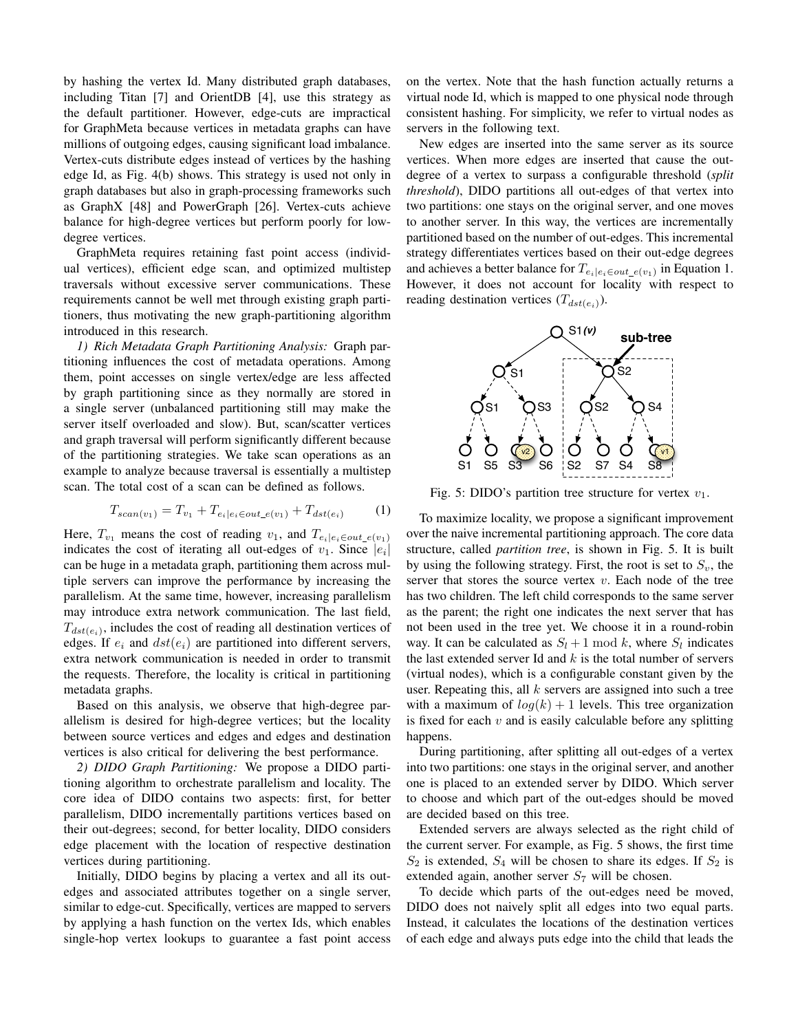by hashing the vertex Id. Many distributed graph databases, including Titan [7] and OrientDB [4], use this strategy as the default partitioner. However, edge-cuts are impractical for GraphMeta because vertices in metadata graphs can have millions of outgoing edges, causing significant load imbalance. Vertex-cuts distribute edges instead of vertices by the hashing edge Id, as Fig. 4(b) shows. This strategy is used not only in graph databases but also in graph-processing frameworks such as GraphX [48] and PowerGraph [26]. Vertex-cuts achieve balance for high-degree vertices but perform poorly for low-degree vertices.

GraphMeta requires retaining fast point access (individual vertices), efficient edge scan, and optimized multistep traversals without excessive server communications. These requirements cannot be well met through existing graph partitioners, thus motivating the new graph-partitioning algorithm introduced in this research.

*1) Rich Metadata Graph Partitioning Analysis:* Graph partitioning influences the cost of metadata operations. Among them, point accesses on single vertex/edge are less affected by graph partitioning since as they normally are stored in a single server (unbalanced partitioning still may make the server itself overloaded and slow). But, scan/scatter vertices and graph traversal will perform significantly different because of the partitioning strategies. We take scan operations as an example to analyze because traversal is essentially a multistep scan. The total cost of a scan can be defined as follows.

$$T_{scan(v_1)} = T_{v_1} + T_{e_i | e_i \in out\_e(v_1)} + T_{dst(e_i)} \qquad (1)$$

Here, $T_{v_1}$ means the cost of reading $v_1$, and $T_{e_i | e_i \in out\_e(v_1)}$ indicates the cost of iterating all out-edges of $v_1$. Since $|e_i|$ can be huge in a metadata graph, partitioning them across multiple servers can improve the performance by increasing the parallelism. At the same time, however, increasing parallelism may introduce extra network communication. The last field, $T_{dst(e_i)}$, includes the cost of reading all destination vertices of edges. If $e_i$ and $dst(e_i)$ are partitioned into different servers, extra network communication is needed in order to transmit the requests. Therefore, the locality is critical in partitioning metadata graphs.

Based on this analysis, we observe that high-degree parallelism is desired for high-degree vertices; but the locality between source vertices and edges and edges and destination vertices is also critical for delivering the best performance.

*2) DIDO Graph Partitioning:* We propose a DIDO partitioning algorithm to orchestrate parallelism and locality. The core idea of DIDO contains two aspects: first, for better parallelism, DIDO incrementally partitions vertices based on their out-degrees; second, for better locality, DIDO considers edge placement with the location of respective destination vertices during partitioning.

Initially, DIDO begins by placing a vertex and all its out-edges and associated attributes together on a single server, similar to edge-cut. Specifically, vertices are mapped to servers by applying a hash function on the vertex Ids, which enables single-hop vertex lookups to guarantee a fast point access on the vertex. Note that the hash function actually returns a virtual node Id, which is mapped to one physical node through consistent hashing. For simplicity, we refer to virtual nodes as servers in the following text.

New edges are inserted into the same server as its source vertices. When more edges are inserted that cause the out-degree of a vertex to surpass a configurable threshold (*split threshold*), DIDO partitions all out-edges of that vertex into two partitions: one stays on the original server, and one moves to another server. In this way, the vertices are incrementally partitioned based on the number of out-edges. This incremental strategy differentiates vertices based on their out-edge degrees and achieves a better balance for $T_{e_i | e_i \in out\_e(v_1)}$ in Equation 1. However, it does not account for locality with respect to reading destination vertices ($T_{dst(e_i)}$).

Fig. 5: DIDO's partition tree structure for vertex $v_1$.

To maximize locality, we propose a significant improvement over the naive incremental partitioning approach. The core data structure, called *partition tree*, is shown in Fig. 5. It is built by using the following strategy. First, the root is set to $S_v$, the server that stores the source vertex $v$. Each node of the tree has two children. The left child corresponds to the same server as the parent; the right one indicates the next server that has not been used in the tree yet. We choose it in a round-robin way. It can be calculated as $S_l + 1 \bmod k$, where $S_l$ indicates the last extended server Id and $k$ is the total number of servers (virtual nodes), which is a configurable constant given by the user. Repeating this, all $k$ servers are assigned into such a tree with a maximum of $log(k) + 1$ levels. This tree organization is fixed for each $v$ and is easily calculable before any splitting happens.

During partitioning, after splitting all out-edges of a vertex into two partitions: one stays in the original server, and another one is placed to an extended server by DIDO. Which server to choose and which part of the out-edges should be moved are decided based on this tree.

Extended servers are always selected as the right child of the current server. For example, as Fig. 5 shows, the first time $S_2$ is extended, $S_4$ will be chosen to share its edges. If $S_2$ is extended again, another server $S_7$ will be chosen.

To decide which parts of the out-edges need be moved, DIDO does not naively split all edges into two equal parts. Instead, it calculates the locations of the destination vertices of each edge and always puts edge into the child that leads the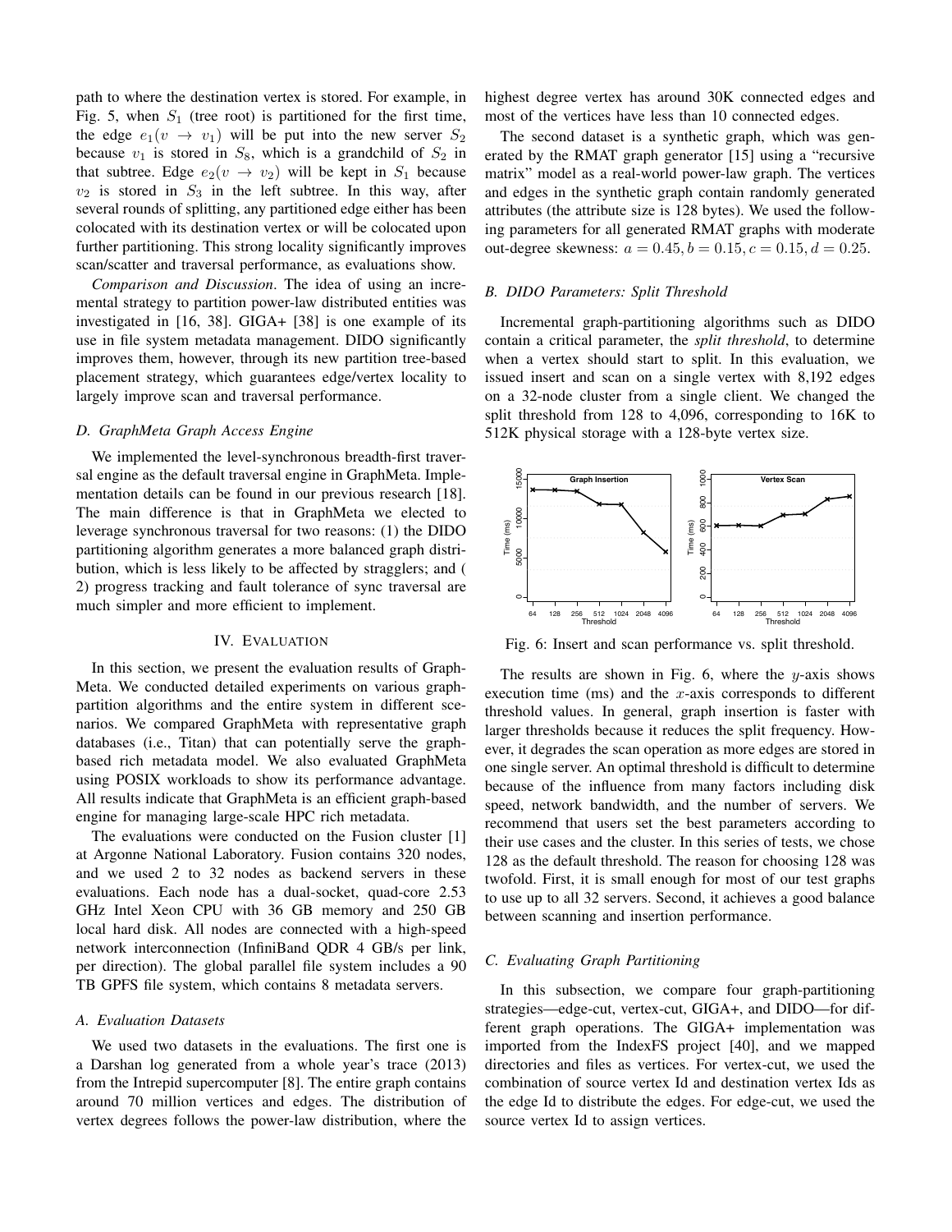path to where the destination vertex is stored. For example, in Fig. 5, when $S_1$ (tree root) is partitioned for the first time, the edge $e_1(v \rightarrow v_1)$ will be put into the new server $S_2$ because $v_1$ is stored in $S_8$, which is a grandchild of $S_2$ in that subtree. Edge $e_2(v \rightarrow v_2)$ will be kept in $S_1$ because $v_2$ is stored in $S_3$ in the left subtree. In this way, after several rounds of splitting, any partitioned edge either has been colocated with its destination vertex or will be colocated upon further partitioning. This strong locality significantly improves scan/scatter and traversal performance, as evaluations show.

*Comparison and Discussion*. The idea of using an incremental strategy to partition power-law distributed entities was investigated in [16, 38]. GIGA+ [38] is one example of its use in file system metadata management. DIDO significantly improves them, however, through its new partition tree-based placement strategy, which guarantees edge/vertex locality to largely improve scan and traversal performance.

### D. GraphMeta Graph Access Engine

We implemented the level-synchronous breadth-first traversal engine as the default traversal engine in GraphMeta. Implementation details can be found in our previous research [18]. The main difference is that in GraphMeta we elected to leverage synchronous traversal for two reasons: (1) the DIDO partitioning algorithm generates a more balanced graph distribution, which is less likely to be affected by stragglers; and ( 2) progress tracking and fault tolerance of sync traversal are much simpler and more efficient to implement.

## IV. Evaluation

In this section, we present the evaluation results of GraphMeta. We conducted detailed experiments on various graph-partition algorithms and the entire system in different scenarios. We compared GraphMeta with representative graph databases (i.e., Titan) that can potentially serve the graph-based rich metadata model. We also evaluated GraphMeta using POSIX workloads to show its performance advantage. All results indicate that GraphMeta is an efficient graph-based engine for managing large-scale HPC rich metadata.

The evaluations were conducted on the Fusion cluster [1] at Argonne National Laboratory. Fusion contains 320 nodes, and we used 2 to 32 nodes as backend servers in these evaluations. Each node has a dual-socket, quad-core 2.53 GHz Intel Xeon CPU with 36 GB memory and 250 GB local hard disk. All nodes are connected with a high-speed network interconnection (InfiniBand QDR 4 GB/s per link, per direction). The global parallel file system includes a 90 TB GPFS file system, which contains 8 metadata servers.

### A. Evaluation Datasets

We used two datasets in the evaluations. The first one is a Darshan log generated from a whole year's trace (2013) from the Intrepid supercomputer [8]. The entire graph contains around 70 million vertices and edges. The distribution of vertex degrees follows the power-law distribution, where the highest degree vertex has around 30K connected edges and most of the vertices have less than 10 connected edges.

The second dataset is a synthetic graph, which was generated by the RMAT graph generator [15] using a "recursive matrix" model as a real-world power-law graph. The vertices and edges in the synthetic graph contain randomly generated attributes (the attribute size is 128 bytes). We used the following parameters for all generated RMAT graphs with moderate out-degree skewness: $a = 0.45, b = 0.15, c = 0.15, d = 0.25$.

### B. DIDO Parameters: Split Threshold

Incremental graph-partitioning algorithms such as DIDO contain a critical parameter, the *split threshold*, to determine when a vertex should start to split. In this evaluation, we issued insert and scan on a single vertex with 8,192 edges on a 32-node cluster from a single client. We changed the split threshold from 128 to 4,096, corresponding to 16K to 512K physical storage with a 128-byte vertex size.

Fig. 6: Insert and scan performance vs. split threshold.

The results are shown in Fig. 6, where the $y$-axis shows execution time (ms) and the $x$-axis corresponds to different threshold values. In general, graph insertion is faster with larger thresholds because it reduces the split frequency. However, it degrades the scan operation as more edges are stored in one single server. An optimal threshold is difficult to determine because of the influence from many factors including disk speed, network bandwidth, and the number of servers. We recommend that users set the best parameters according to their use cases and the cluster. In this series of tests, we chose 128 as the default threshold. The reason for choosing 128 was twofold. First, it is small enough for most of our test graphs to use up to all 32 servers. Second, it achieves a good balance between scanning and insertion performance.

### C. Evaluating Graph Partitioning

In this subsection, we compare four graph-partitioning strategies—edge-cut, vertex-cut, GIGA+, and DIDO—for different graph operations. The GIGA+ implementation was imported from the IndexFS project [40], and we mapped directories and files as vertices. For vertex-cut, we used the combination of source vertex Id and destination vertex Ids as the edge Id to distribute the edges. For edge-cut, we used the source vertex Id to assign vertices.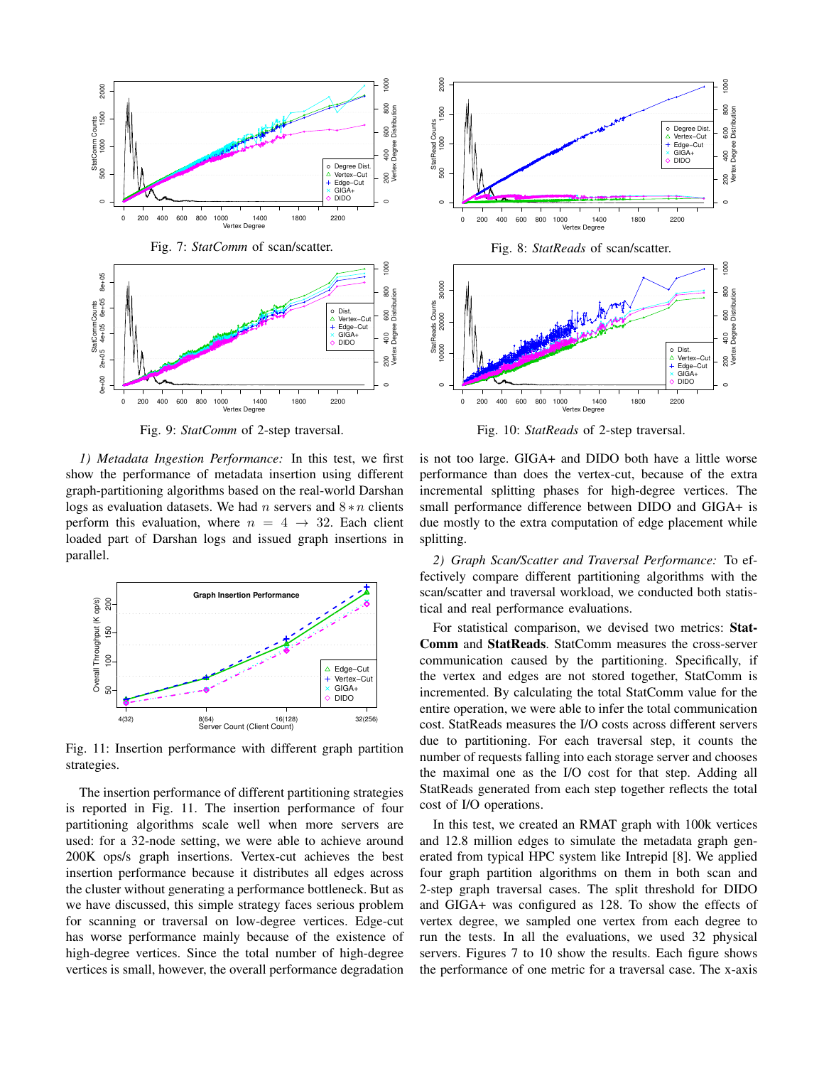Fig. 7: *StatComm* of scan/scatter.

Fig. 8: *StatReads* of scan/scatter.

Fig. 9: *StatComm* of 2-step traversal.

Fig. 10: *StatReads* of 2-step traversal.

*1) Metadata Ingestion Performance:* In this test, we first show the performance of metadata insertion using different graph-partitioning algorithms based on the real-world Darshan logs as evaluation datasets. We had $n$ servers and $8*n$ clients perform this evaluation, where $n = 4 \rightarrow 32$. Each client loaded part of Darshan logs and issued graph insertions in parallel.

Fig. 11: Insertion performance with different graph partition strategies.

The insertion performance of different partitioning strategies is reported in Fig. 11. The insertion performance of four partitioning algorithms scale well when more servers are used: for a 32-node setting, we were able to achieve around 200K ops/s graph insertions. Vertex-cut achieves the best insertion performance because it distributes all edges across the cluster without generating a performance bottleneck. But as we have discussed, this simple strategy faces serious problem for scanning or traversal on low-degree vertices. Edge-cut has worse performance mainly because of the existence of high-degree vertices. Since the total number of high-degree vertices is small, however, the overall performance degradation is not too large. GIGA+ and DIDO both have a little worse performance than does the vertex-cut, because of the extra incremental splitting phases for high-degree vertices. The small performance difference between DIDO and GIGA+ is due mostly to the extra computation of edge placement while splitting.

*2) Graph Scan/Scatter and Traversal Performance:* To effectively compare different partitioning algorithms with the scan/scatter and traversal workload, we conducted both statistical and real performance evaluations.

For statistical comparison, we devised two metrics: **StatComm** and **StatReads**. StatComm measures the cross-server communication caused by the partitioning. Specifically, if the vertex and edges are not stored together, StatComm is incremented. By calculating the total StatComm value for the entire operation, we were able to infer the total communication cost. StatReads measures the I/O costs across different servers due to partitioning. For each traversal step, it counts the number of requests falling into each storage server and chooses the maximal one as the I/O cost for that step. Adding all StatReads generated from each step together reflects the total cost of I/O operations.

In this test, we created an RMAT graph with 100k vertices and 12.8 million edges to simulate the metadata graph generated from typical HPC system like Intrepid [8]. We applied four graph partition algorithms on them in both scan and 2-step graph traversal cases. The split threshold for DIDO and GIGA+ was configured as 128. To show the effects of vertex degree, we sampled one vertex from each degree to run the tests. In all the evaluations, we used 32 physical servers. Figures 7 to 10 show the results. Each figure shows the performance of one metric for a traversal case. The x-axis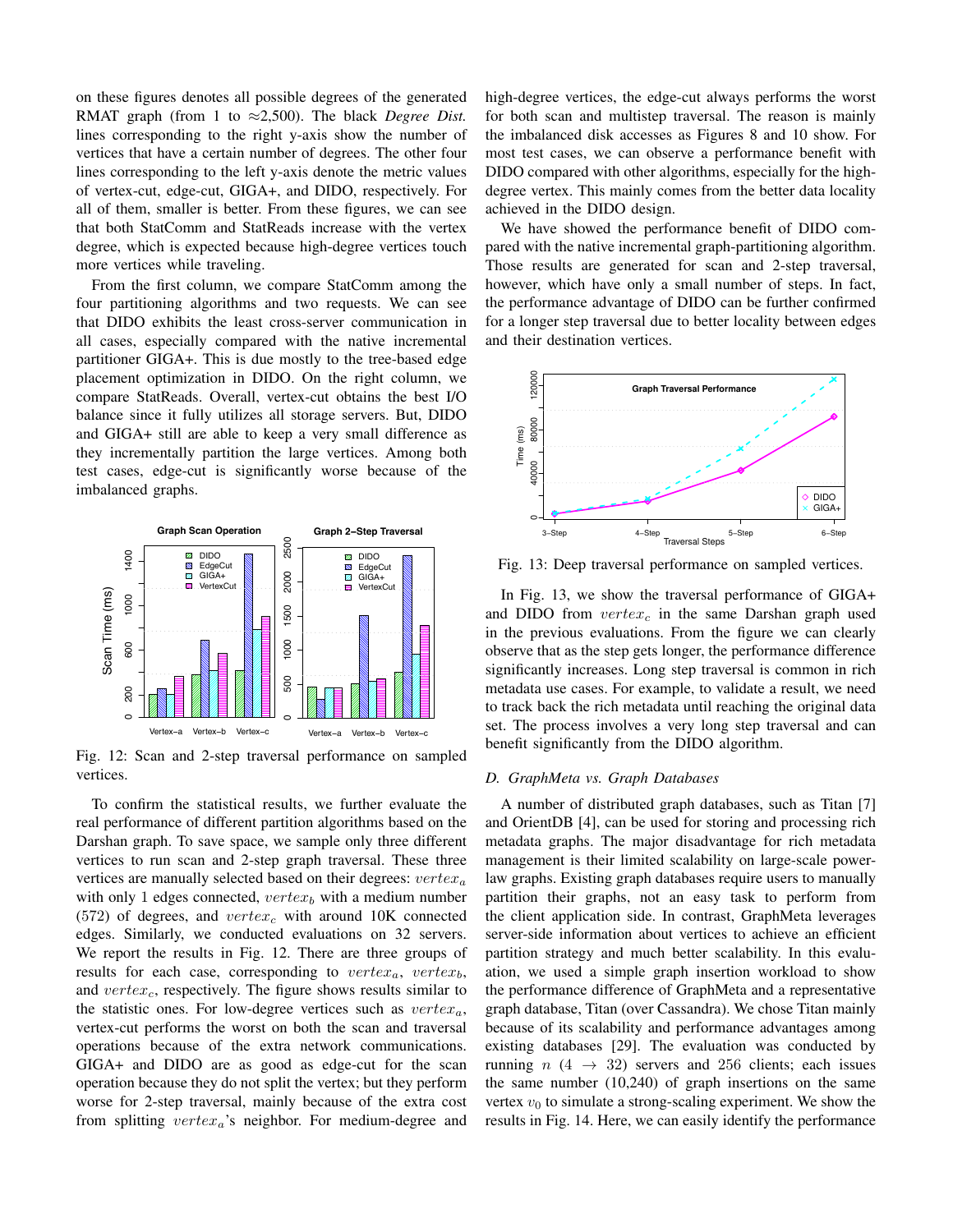on these figures denotes all possible degrees of the generated RMAT graph (from 1 to ≈2,500). The black *Degree Dist.* lines corresponding to the right y-axis show the number of vertices that have a certain number of degrees. The other four lines corresponding to the left y-axis denote the metric values of vertex-cut, edge-cut, GIGA+, and DIDO, respectively. For all of them, smaller is better. From these figures, we can see that both StatComm and StatReads increase with the vertex degree, which is expected because high-degree vertices touch more vertices while traveling.

From the first column, we compare StatComm among the four partitioning algorithms and two requests. We can see that DIDO exhibits the least cross-server communication in all cases, especially compared with the native incremental partitioner GIGA+. This is due mostly to the tree-based edge placement optimization in DIDO. On the right column, we compare StatReads. Overall, vertex-cut obtains the best I/O balance since it fully utilizes all storage servers. But, DIDO and GIGA+ still are able to keep a very small difference as they incrementally partition the large vertices. Among both test cases, edge-cut is significantly worse because of the imbalanced graphs.

Fig. 12: Scan and 2-step traversal performance on sampled vertices.

To confirm the statistical results, we further evaluate the real performance of different partition algorithms based on the Darshan graph. To save space, we sample only three different vertices to run scan and 2-step graph traversal. These three vertices are manually selected based on their degrees: $vertex_a$ with only 1 edges connected, $vertex_b$ with a medium number (572) of degrees, and $vertex_c$ with around 10K connected edges. Similarly, we conducted evaluations on 32 servers. We report the results in Fig. 12. There are three groups of results for each case, corresponding to $vertex_a$, $vertex_b$, and $vertex_c$, respectively. The figure shows results similar to the statistic ones. For low-degree vertices such as $vertex_a$, vertex-cut performs the worst on both the scan and traversal operations because of the extra network communications. GIGA+ and DIDO are as good as edge-cut for the scan operation because they do not split the vertex; but they perform worse for 2-step traversal, mainly because of the extra cost from splitting $vertex_a$'s neighbor. For medium-degree and high-degree vertices, the edge-cut always performs the worst for both scan and multistep traversal. The reason is mainly the imbalanced disk accesses as Figures 8 and 10 show. For most test cases, we can observe a performance benefit with DIDO compared with other algorithms, especially for the high-degree vertex. This mainly comes from the better data locality achieved in the DIDO design.

We have showed the performance benefit of DIDO compared with the native incremental graph-partitioning algorithm. Those results are generated for scan and 2-step traversal, however, which have only a small number of steps. In fact, the performance advantage of DIDO can be further confirmed for a longer step traversal due to better locality between edges and their destination vertices.

Fig. 13: Deep traversal performance on sampled vertices.

In Fig. 13, we show the traversal performance of GIGA+ and DIDO from $vertex_c$ in the same Darshan graph used in the previous evaluations. From the figure we can clearly observe that as the step gets longer, the performance difference significantly increases. Long step traversal is common in rich metadata use cases. For example, to validate a result, we need to track back the rich metadata until reaching the original data set. The process involves a very long step traversal and can benefit significantly from the DIDO algorithm.

### D. GraphMeta vs. Graph Databases

A number of distributed graph databases, such as Titan [7] and OrientDB [4], can be used for storing and processing rich metadata graphs. The major disadvantage for rich metadata management is their limited scalability on large-scale power-law graphs. Existing graph databases require users to manually partition their graphs, not an easy task to perform from the client application side. In contrast, GraphMeta leverages server-side information about vertices to achieve an efficient partition strategy and much better scalability. In this evaluation, we used a simple graph insertion workload to show the performance difference of GraphMeta and a representative graph database, Titan (over Cassandra). We chose Titan mainly because of its scalability and performance advantages among existing databases [29]. The evaluation was conducted by running $n$ ($4 \rightarrow 32$) servers and 256 clients; each issues the same number (10,240) of graph insertions on the same vertex $v_0$ to simulate a strong-scaling experiment. We show the results in Fig. 14. Here, we can easily identify the performance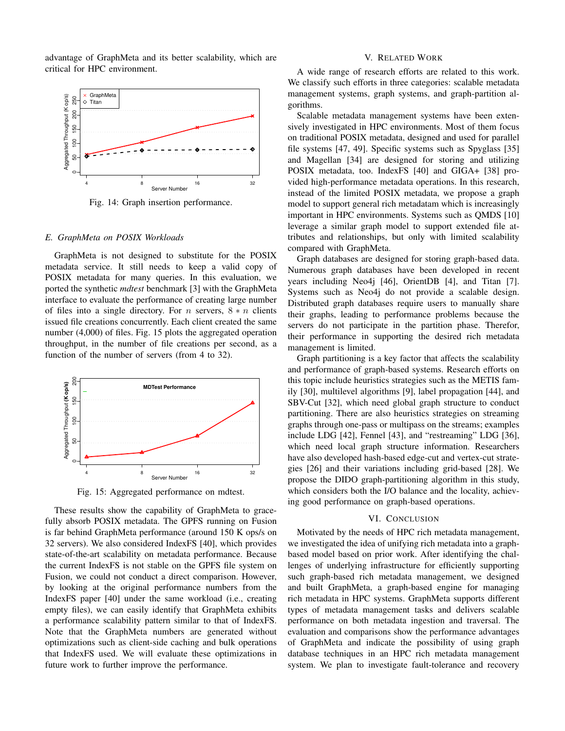advantage of GraphMeta and its better scalability, which are critical for HPC environment.

Fig. 14: Graph insertion performance.

### E. GraphMeta on POSIX Workloads

GraphMeta is not designed to substitute for the POSIX metadata service. It still needs to keep a valid copy of POSIX metadata for many queries. In this evaluation, we ported the synthetic *mdtest* benchmark [3] with the GraphMeta interface to evaluate the performance of creating large number of files into a single directory. For $n$ servers, $8 * n$ clients issued file creations concurrently. Each client created the same number (4,000) of files. Fig. 15 plots the aggregated operation throughput, in the number of file creations per second, as a function of the number of servers (from 4 to 32).

Fig. 15: Aggregated performance on mdtest.

These results show the capability of GraphMeta to gracefully absorb POSIX metadata. The GPFS running on Fusion is far behind GraphMeta performance (around 150 K ops/s on 32 servers). We also considered IndexFS [40], which provides state-of-the-art scalability on metadata performance. Because the current IndexFS is not stable on the GPFS file system on Fusion, we could not conduct a direct comparison. However, by looking at the original performance numbers from the IndexFS paper [40] under the same workload (i.e., creating empty files), we can easily identify that GraphMeta exhibits a performance scalability pattern similar to that of IndexFS. Note that the GraphMeta numbers are generated without optimizations such as client-side caching and bulk operations that IndexFS used. We will evaluate these optimizations in future work to further improve the performance.

## V. Related Work

A wide range of research efforts are related to this work. We classify such efforts in three categories: scalable metadata management systems, graph systems, and graph-partition algorithms.

Scalable metadata management systems have been extensively investigated in HPC environments. Most of them focus on traditional POSIX metadata, designed and used for parallel file systems [47, 49]. Specific systems such as Spyglass [35] and Magellan [34] are designed for storing and utilizing POSIX metadata, too. IndexFS [40] and GIGA+ [38] provided high-performance metadata operations. In this research, instead of the limited POSIX metadata, we propose a graph model to support general rich metadatam which is increasingly important in HPC environments. Systems such as QMDS [10] leverage a similar graph model to support extended file attributes and relationships, but only with limited scalability compared with GraphMeta.

Graph databases are designed for storing graph-based data. Numerous graph databases have been developed in recent years including Neo4j [46], OrientDB [4], and Titan [7]. Systems such as Neo4j do not provide a scalable design. Distributed graph databases require users to manually share their graphs, leading to performance problems because the servers do not participate in the partition phase. Therefor, their performance in supporting the desired rich metadata management is limited.

Graph partitioning is a key factor that affects the scalability and performance of graph-based systems. Research efforts on this topic include heuristics strategies such as the METIS family [30], multilevel algorithms [9], label propagation [44], and SBV-Cut [32], which need global graph structure to conduct partitioning. There are also heuristics strategies on streaming graphs through one-pass or multipass on the streams; examples include LDG [42], Fennel [43], and “restreaming” LDG [36], which need local graph structure information. Researchers have also developed hash-based edge-cut and vertex-cut strategies [26] and their variations including grid-based [28]. We propose the DIDO graph-partitioning algorithm in this study, which considers both the I/O balance and the locality, achieving good performance on graph-based operations.

## VI. Conclusion

Motivated by the needs of HPC rich metadata management, we investigated the idea of unifying rich metadata into a graph-based model based on prior work. After identifying the challenges of underlying infrastructure for efficiently supporting such graph-based rich metadata management, we designed and built GraphMeta, a graph-based engine for managing rich metadata in HPC systems. GraphMeta supports different types of metadata management tasks and delivers scalable performance on both metadata ingestion and traversal. The evaluation and comparisons show the performance advantages of GraphMeta and indicate the possibility of using graph database techniques in an HPC rich metadata management system. We plan to investigate fault-tolerance and recovery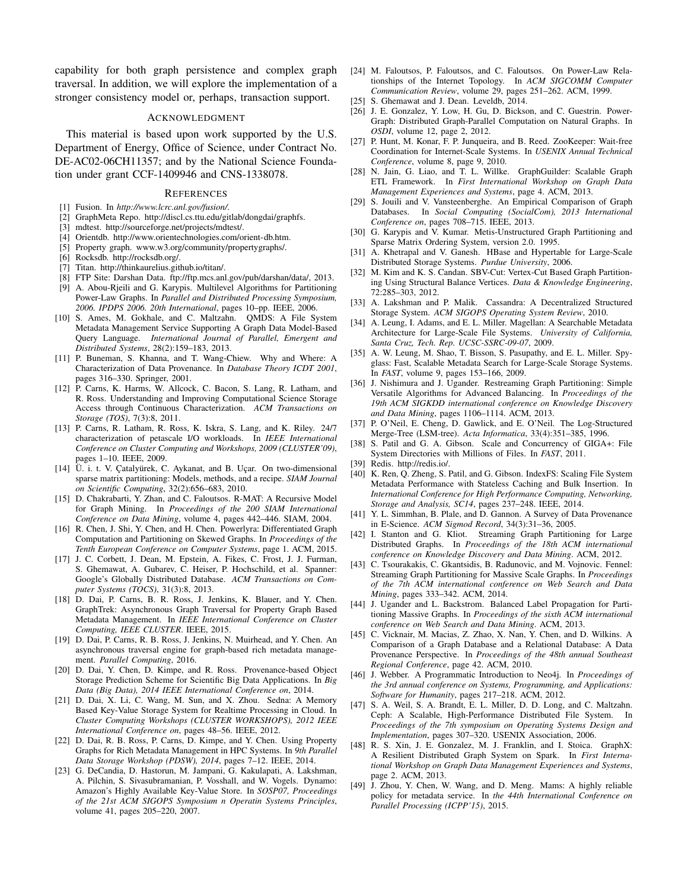capability for both graph persistence and complex graph traversal. In addition, we will explore the implementation of a stronger consistency model or, perhaps, transaction support.

## Acknowledgment

This material is based upon work supported by the U.S. Department of Energy, Office of Science, under Contract No. DE-AC02-06CH11357; and by the National Science Foundation under grant CCF-1409946 and CNS-1338078.

## References

[1] Fusion. In *http://www.lcrc.anl.gov/fusion/*.

[2] GraphMeta Repo. http://discl.cs.ttu.edu/gitlab/dongdai/graphfs.

[3] mdtest. http://sourceforge.net/projects/mdtest/.

[4] Orientdb. http://www.orientechnologies.com/orient-db.htm.

[5] Property graph. www.w3.org/community/propertygraphs/.

[6] Rocksdb. http://rocksdb.org/.

[7] Titan. http://thinkaurelius.github.io/titan/.

[8] FTP Site: Darshan Data. ftp://ftp.mcs.anl.gov/pub/darshan/data/, 2013.

[9] A. Abou-Rjeili and G. Karypis. Multilevel Algorithms for Partitioning Power-Law Graphs. In *Parallel and Distributed Processing Symposium, 2006. IPDPS 2006. 20th International*, pages 10–pp. IEEE, 2006.

[10] S. Ames, M. Gokhale, and C. Maltzahn. QMDS: A File System Metadata Management Service Supporting A Graph Data Model-Based Query Language. *International Journal of Parallel, Emergent and Distributed Systems*, 28(2):159–183, 2013.

[11] P. Buneman, S. Khanna, and T. Wang-Chiew. Why and Where: A Characterization of Data Provenance. In *Database Theory ICDT 2001*, pages 316–330. Springer, 2001.

[12] P. Carns, K. Harms, W. Allcock, C. Bacon, S. Lang, R. Latham, and R. Ross. Understanding and Improving Computational Science Storage Access through Continuous Characterization. *ACM Transactions on Storage (TOS)*, 7(3):8, 2011.

[13] P. Carns, R. Latham, R. Ross, K. Iskra, S. Lang, and K. Riley. 24/7 characterization of petascale I/O workloads. In *IEEE International Conference on Cluster Computing and Workshops, 2009 (CLUSTER'09)*, pages 1–10. IEEE, 2009.

[14] Ü. i. t. V. Çatalyürek, C. Aykanat, and B. Uçar. On two-dimensional sparse matrix partitioning: Models, methods, and a recipe. *SIAM Journal on Scientific Computing*, 32(2):656–683, 2010.

[15] D. Chakrabarti, Y. Zhan, and C. Faloutsos. R-MAT: A Recursive Model for Graph Mining. In *Proceedings of the 200 SIAM International Conference on Data Mining*, volume 4, pages 442–446. SIAM, 2004.

[16] R. Chen, J. Shi, Y. Chen, and H. Chen. Powerlyra: Differentiated Graph Computation and Partitioning on Skewed Graphs. In *Proceedings of the Tenth European Conference on Computer Systems*, page 1. ACM, 2015.

[17] J. C. Corbett, J. Dean, M. Epstein, A. Fikes, C. Frost, J. J. Furman, S. Ghemawat, A. Gubarev, C. Heiser, P. Hochschild, et al. Spanner: Google's Globally Distributed Database. *ACM Transactions on Computer Systems (TOCS)*, 31(3):8, 2013.

[18] D. Dai, P. Carns, R. B. Ross, J. Jenkins, K. Blauer, and Y. Chen. GraphTrek: Asynchronous Graph Traversal for Property Graph Based Metadata Management. In *IEEE International Conference on Cluster Computing, IEEE CLUSTER*. IEEE, 2015.

[19] D. Dai, P. Carns, R. B. Ross, J. Jenkins, N. Muirhead, and Y. Chen. An asynchronous traversal engine for graph-based rich metadata management. *Parallel Computing*, 2016.

[20] D. Dai, Y. Chen, D. Kimpe, and R. Ross. Provenance-based Object Storage Prediction Scheme for Scientific Big Data Applications. In *Big Data (Big Data), 2014 IEEE International Conference on*, 2014.

[21] D. Dai, X. Li, C. Wang, M. Sun, and X. Zhou. Sedna: A Memory Based Key-Value Storage System for Realtime Processing in Cloud. In *Cluster Computing Workshops (CLUSTER WORKSHOPS), 2012 IEEE International Conference on*, pages 48–56. IEEE, 2012.

[22] D. Dai, R. B. Ross, P. Carns, D. Kimpe, and Y. Chen. Using Property Graphs for Rich Metadata Management in HPC Systems. In *9th Parallel Data Storage Workshop (PDSW), 2014*, pages 7–12. IEEE, 2014.

[23] G. DeCandia, D. Hastorun, M. Jampani, G. Kakulapati, A. Lakshman, A. Pilchin, S. Sivasubramanian, P. Vosshall, and W. Vogels. Dynamo: Amazon's Highly Available Key-Value Store. In *SOSP07, Proceedings of the 21st ACM SIGOPS Symposium n Operatin Systems Principles*, volume 41, pages 205–220, 2007.

[24] M. Faloutsos, P. Faloutsos, and C. Faloutsos. On Power-Law Relationships of the Internet Topology. In *ACM SIGCOMM Computer Communication Review*, volume 29, pages 251–262. ACM, 1999.

[25] S. Ghemawat and J. Dean. Leveldb, 2014.

[26] J. E. Gonzalez, Y. Low, H. Gu, D. Bickson, and C. Guestrin. PowerGraph: Distributed Graph-Parallel Computation on Natural Graphs. In *OSDI*, volume 12, page 2, 2012.

[27] P. Hunt, M. Konar, F. P. Junqueira, and B. Reed. ZooKeeper: Wait-free Coordination for Internet-Scale Systems. In *USENIX Annual Technical Conference*, volume 8, page 9, 2010.

[28] N. Jain, G. Liao, and T. L. Willke. GraphGuilder: Scalable Graph ETL Framework. In *First International Workshop on Graph Data Management Experiences and Systems*, page 4. ACM, 2013.

[29] S. Jouili and V. Vansteenberghe. An Empirical Comparison of Graph Databases. In *Social Computing (SocialCom), 2013 International Conference on*, pages 708–715. IEEE, 2013.

[30] G. Karypis and V. Kumar. Metis-Unstructured Graph Partitioning and Sparse Matrix Ordering System, version 2.0. 1995.

[31] A. Khetrapal and V. Ganesh. HBase and Hypertable for Large-Scale Distributed Storage Systems. *Purdue University*, 2006.

[32] M. Kim and K. S. Candan. SBV-Cut: Vertex-Cut Based Graph Partitioning Using Structural Balance Vertices. *Data & Knowledge Engineering*, 72:285–303, 2012.

[33] A. Lakshman and P. Malik. Cassandra: A Decentralized Structured Storage System. *ACM SIGOPS Operating System Review*, 2010.

[34] A. Leung, I. Adams, and E. L. Miller. Magellan: A Searchable Metadata Architecture for Large-Scale File Systems. *University of California, Santa Cruz, Tech. Rep. UCSC-SSRC-09-07*, 2009.

[35] A. W. Leung, M. Shao, T. Bisson, S. Pasupathy, and E. L. Miller. Spyglass: Fast, Scalable Metadata Search for Large-Scale Storage Systems. In *FAST*, volume 9, pages 153–166, 2009.

[36] J. Nishimura and J. Ugander. Restreaming Graph Partitioning: Simple Versatile Algorithms for Advanced Balancing. In *Proceedings of the 19th ACM SIGKDD international conference on Knowledge Discovery and Data Mining*, pages 1106–1114. ACM, 2013.

[37] P. O'Neil, E. Cheng, D. Gawlick, and E. O'Neil. The Log-Structured Merge-Tree (LSM-tree). *Acta Informatica*, 33(4):351–385, 1996.

[38] S. Patil and G. A. Gibson. Scale and Concurrency of GIGA+: File System Directories with Millions of Files. In *FAST*, 2011.

[39] Redis. http://redis.io/.

[40] K. Ren, Q. Zheng, S. Patil, and G. Gibson. IndexFS: Scaling File System Metadata Performance with Stateless Caching and Bulk Insertion. In *International Conference for High Performance Computing, Networking, Storage and Analysis, SC14*, pages 237–248. IEEE, 2014.

[41] Y. L. Simmhan, B. Plale, and D. Gannon. A Survey of Data Provenance in E-Science. *ACM Sigmod Record*, 34(3):31–36, 2005.

[42] I. Stanton and G. Kliot. Streaming Graph Partitioning for Large Distributed Graphs. In *Proceedings of the 18th ACM international conference on Knowledge Discovery and Data Mining*. ACM, 2012.

[43] C. Tsourakakis, C. Gkantsidis, B. Radunovic, and M. Vojnovic. Fennel: Streaming Graph Partitioning for Massive Scale Graphs. In *Proceedings of the 7th ACM international conference on Web Search and Data Mining*, pages 333–342. ACM, 2014.

[44] J. Ugander and L. Backstrom. Balanced Label Propagation for Partitioning Massive Graphs. In *Proceedings of the sixth ACM international conference on Web Search and Data Mining*. ACM, 2013.

[45] C. Vicknair, M. Macias, Z. Zhao, X. Nan, Y. Chen, and D. Wilkins. A Comparison of a Graph Database and a Relational Database: A Data Provenance Perspective. In *Proceedings of the 48th annual Southeast Regional Conference*, page 42. ACM, 2010.

[46] J. Webber. A Programmatic Introduction to Neo4j. In *Proceedings of the 3rd annual conference on Systems, Programming, and Applications: Software for Humanity*, pages 217–218. ACM, 2012.

[47] S. A. Weil, S. A. Brandt, E. L. Miller, D. D. Long, and C. Maltzahn. Ceph: A Scalable, High-Performance Distributed File System. In *Proceedings of the 7th symposium on Operating Systems Design and Implementation*, pages 307–320. USENIX Association, 2006.

[48] R. S. Xin, J. E. Gonzalez, M. J. Franklin, and I. Stoica. GraphX: A Resilient Distributed Graph System on Spark. In *First International Workshop on Graph Data Management Experiences and Systems*, page 2. ACM, 2013.

[49] J. Zhou, Y. Chen, W. Wang, and D. Meng. Mams: A highly reliable policy for metadata service. In *the 44th International Conference on Parallel Processing (ICPP'15)*, 2015.